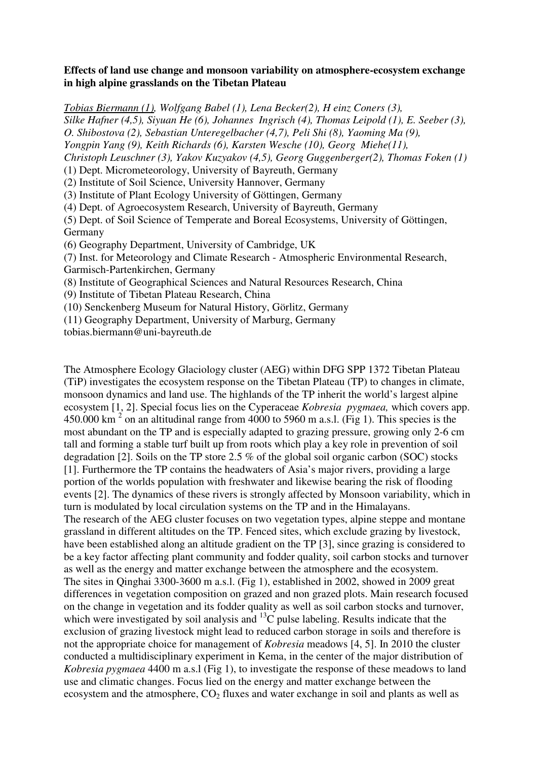**Effects of land use change and monsoon variability on atmosphere-ecosystem exchange in high alpine grasslands on the Tibetan Plateau**

Tobias Biermann (1), Wolfgang Babel (1), Lena Becker(2), H einz Coners (3), Silke Hafner (4,5), Siyuan He (6), Johannes Ingrisch (4), Thomas Leipold (1), E. Seeber (3), O. Shibostova (2), Sebastian Unteregelbacher (4,7), Peli Shi (8), Yaoming Ma (9), Yongpin Yang (9), Keith Richards (6), Karsten Wesche (10), Georg Miehe(11), Christoph Leuschner (3), Yakov Kuzyakov (4,5), Georg Guggenberger(2), Thomas Foken (1)

(1) Dept. Micrometeorology, University of Bayreuth, Germany
(2) Institute of Soil Science, University Hannover, Germany
(3) Institute of Plant Ecology University of Göttingen, Germany
(4) Dept. of Agroecosystem Research, University of Bayreuth, Germany
(5) Dept. of Soil Science of Temperate and Boreal Ecosystems, University of Göttingen, Germany
(6) Geography Department, University of Cambridge, UK
(7) Inst. for Meteorology and Climate Research - Atmospheric Environmental Research, Garmisch-Partenkirchen, Germany
(8) Institute of Geographical Sciences and Natural Resources Research, China
(9) Institute of Tibetan Plateau Research, China
(10) Senckenberg Museum for Natural History, Görlitz, Germany
(11) Geography Department, University of Marburg, Germany
tobias.biermann@uni-bayreuth.de

The Atmosphere Ecology Glaciology cluster (AEG) within DFG SPP 1372 Tibetan Plateau (TiP) investigates the ecosystem response on the Tibetan Plateau (TP) to changes in climate, monsoon dynamics and land use. The highlands of the TP inherit the world's largest alpine ecosystem [1, 2]. Special focus lies on the Cyperaceae *Kobresia pygmaea,* which covers app. 450.000 $km^2$ on an altitudinal range from 4000 to 5960 m a.s.l. (Fig 1). This species is the most abundant on the TP and is especially adapted to grazing pressure, growing only 2-6 cm tall and forming a stable turf built up from roots which play a key role in prevention of soil degradation [2]. Soils on the TP store 2.5 % of the global soil organic carbon (SOC) stocks [1]. Furthermore the TP contains the headwaters of Asia's major rivers, providing a large portion of the worlds population with freshwater and likewise bearing the risk of flooding events [2]. The dynamics of these rivers is strongly affected by Monsoon variability, which in turn is modulated by local circulation systems on the TP and in the Himalayans.
The research of the AEG cluster focuses on two vegetation types, alpine steppe and montane grassland in different altitudes on the TP. Fenced sites, which exclude grazing by livestock, have been established along an altitude gradient on the TP [3], since grazing is considered to be a key factor affecting plant community and fodder quality, soil carbon stocks and turnover as well as the energy and matter exchange between the atmosphere and the ecosystem.
The sites in Qinghai 3300-3600 m a.s.l. (Fig 1), established in 2002, showed in 2009 great differences in vegetation composition on grazed and non grazed plots. Main research focused on the change in vegetation and its fodder quality as well as soil carbon stocks and turnover, which were investigated by soil analysis and $^{13}C$ pulse labeling. Results indicate that the exclusion of grazing livestock might lead to reduced carbon storage in soils and therefore is not the appropriate choice for management of *Kobresia* meadows [4, 5]. In 2010 the cluster conducted a multidisciplinary experiment in Kema, in the center of the major distribution of *Kobresia pygmaea* 4400 m a.s.l (Fig 1), to investigate the response of these meadows to land use and climatic changes. Focus lied on the energy and matter exchange between the ecosystem and the atmosphere, $CO_2$ fluxes and water exchange in soil and plants as well as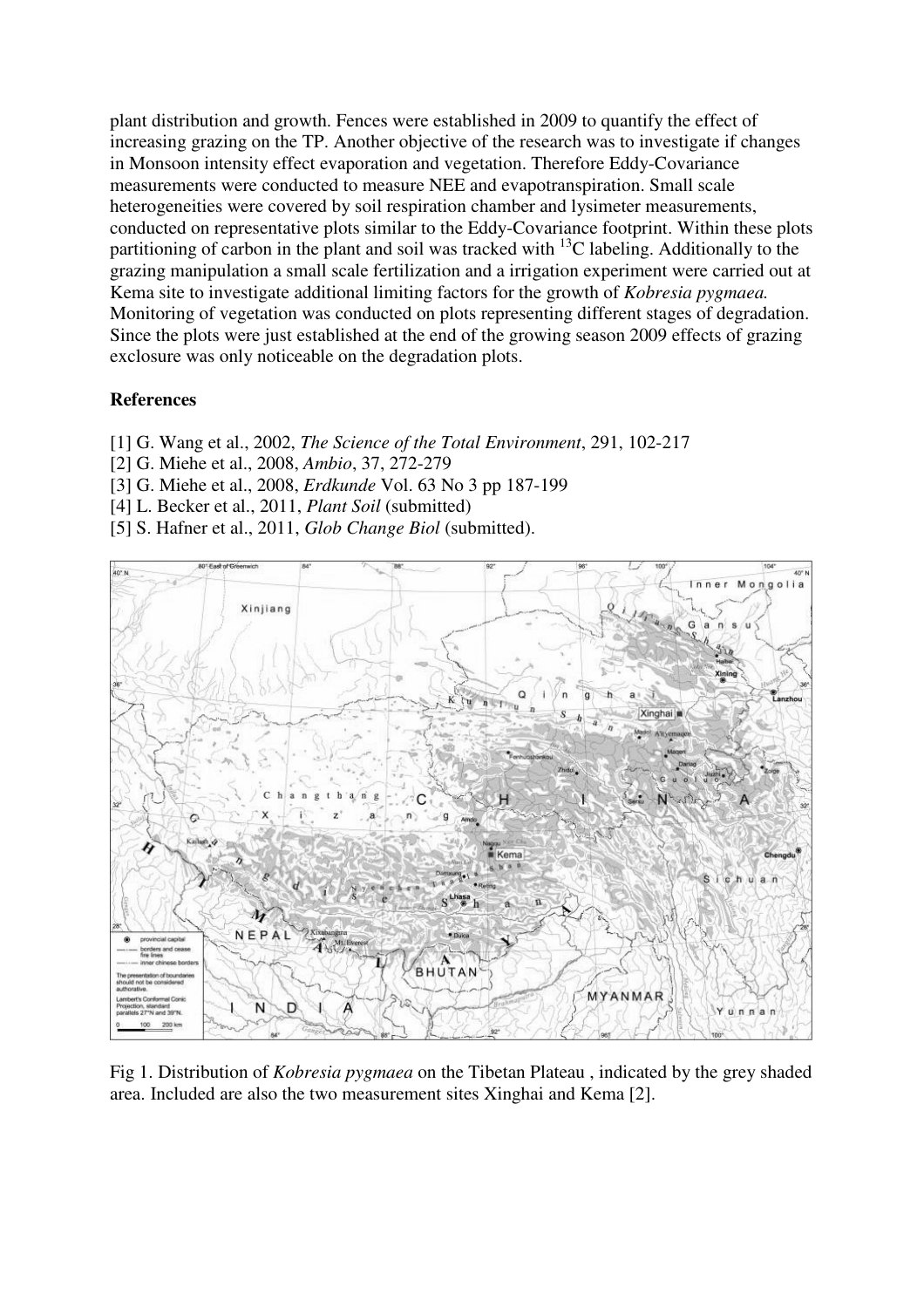plant distribution and growth. Fences were established in 2009 to quantify the effect of increasing grazing on the TP. Another objective of the research was to investigate if changes in Monsoon intensity effect evaporation and vegetation. Therefore Eddy-Covariance measurements were conducted to measure NEE and evapotranspiration. Small scale heterogeneities were covered by soil respiration chamber and lysimeter measurements, conducted on representative plots similar to the Eddy-Covariance footprint. Within these plots partitioning of carbon in the plant and soil was tracked with $^{13}C$ labeling. Additionally to the grazing manipulation a small scale fertilization and a irrigation experiment were carried out at Kema site to investigate additional limiting factors for the growth of *Kobresia pygmaea.* Monitoring of vegetation was conducted on plots representing different stages of degradation. Since the plots were just established at the end of the growing season 2009 effects of grazing exclosure was only noticeable on the degradation plots.

## References

[1] G. Wang et al., 2002, *The Science of the Total Environment*, 291, 102-217

[2] G. Miehe et al., 2008, *Ambio*, 37, 272-279

[3] G. Miehe et al., 2008, *Erdkunde* Vol. 63 No 3 pp 187-199

[4] L. Becker et al., 2011, *Plant Soil* (submitted)

[5] S. Hafner et al., 2011, *Glob Change Biol* (submitted).

Fig 1. Distribution of *Kobresia pygmaea* on the Tibetan Plateau , indicated by the grey shaded area. Included are also the two measurement sites Xinghai and Kema [2].